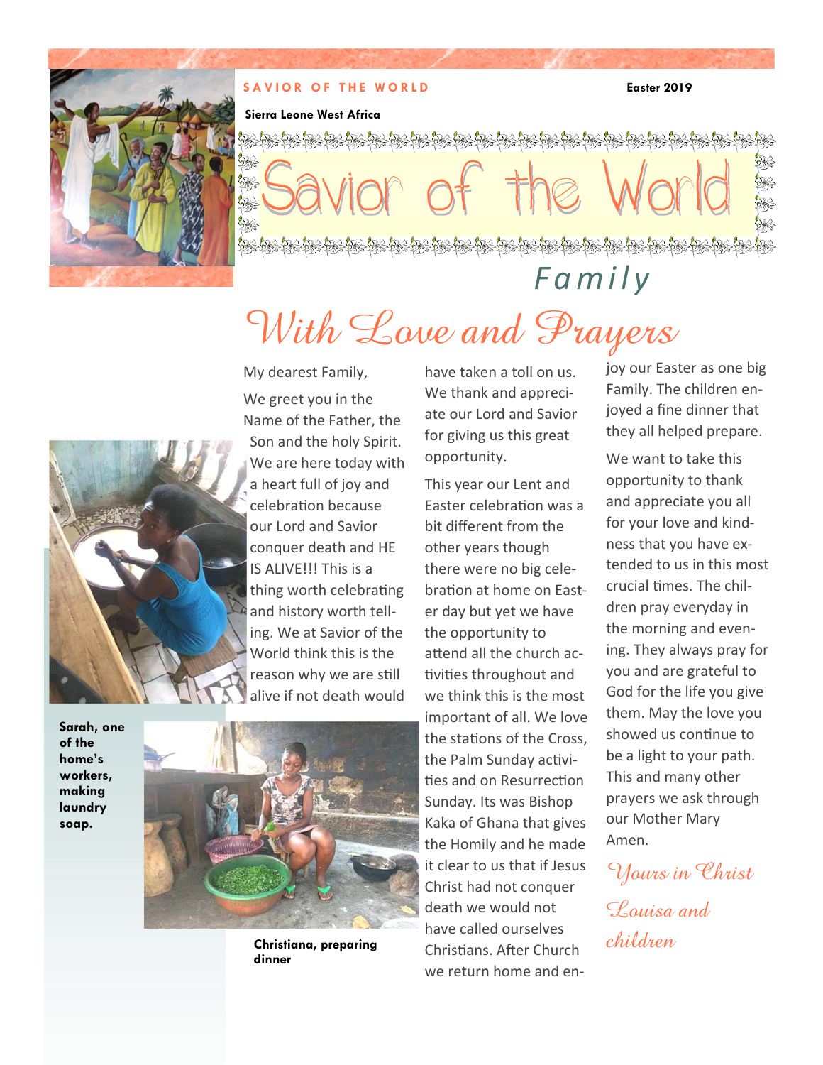SAVIOR OF THE WORLD

Easter 2019

Sierra Leone West Africa

# Savior of the World

## Family

## With Love and Prayers

My dearest Family,

We greet you in the Name of the Father, the Son and the holy Spirit. We are here today with a heart full of joy and celebration because our Lord and Savior conquer death and HE IS ALIVE!!! This is a thing worth celebrating and history worth telling. We at Savior of the World think this is the reason why we are still alive if not death would have taken a toll on us. We thank and appreciate our Lord and Savior for giving us this great opportunity.

This year our Lent and Easter celebration was a bit different from the other years though there were no big celebration at home on Easter day but yet we have the opportunity to attend all the church activities throughout and we think this is the most important of all. We love the stations of the Cross, the Palm Sunday activities and on Resurrection Sunday. Its was Bishop Kaka of Ghana that gives the Homily and he made it clear to us that if Jesus Christ had not conquer death we would not have called ourselves Christians. After Church we return home and enjoy our Easter as one big Family. The children enjoyed a fine dinner that they all helped prepare.

We want to take this opportunity to thank and appreciate you all for your love and kindness that you have extended to us in this most crucial times. The children pray everyday in the morning and evening. They always pray for you and are grateful to God for the life you give them. May the love you showed us continue to be a light to your path. This and many other prayers we ask through our Mother Mary Amen.

*Yours in Christ*

*Louisa and children*

**Sarah, one of the home's workers, making laundry soap.**

**Christiana, preparing dinner**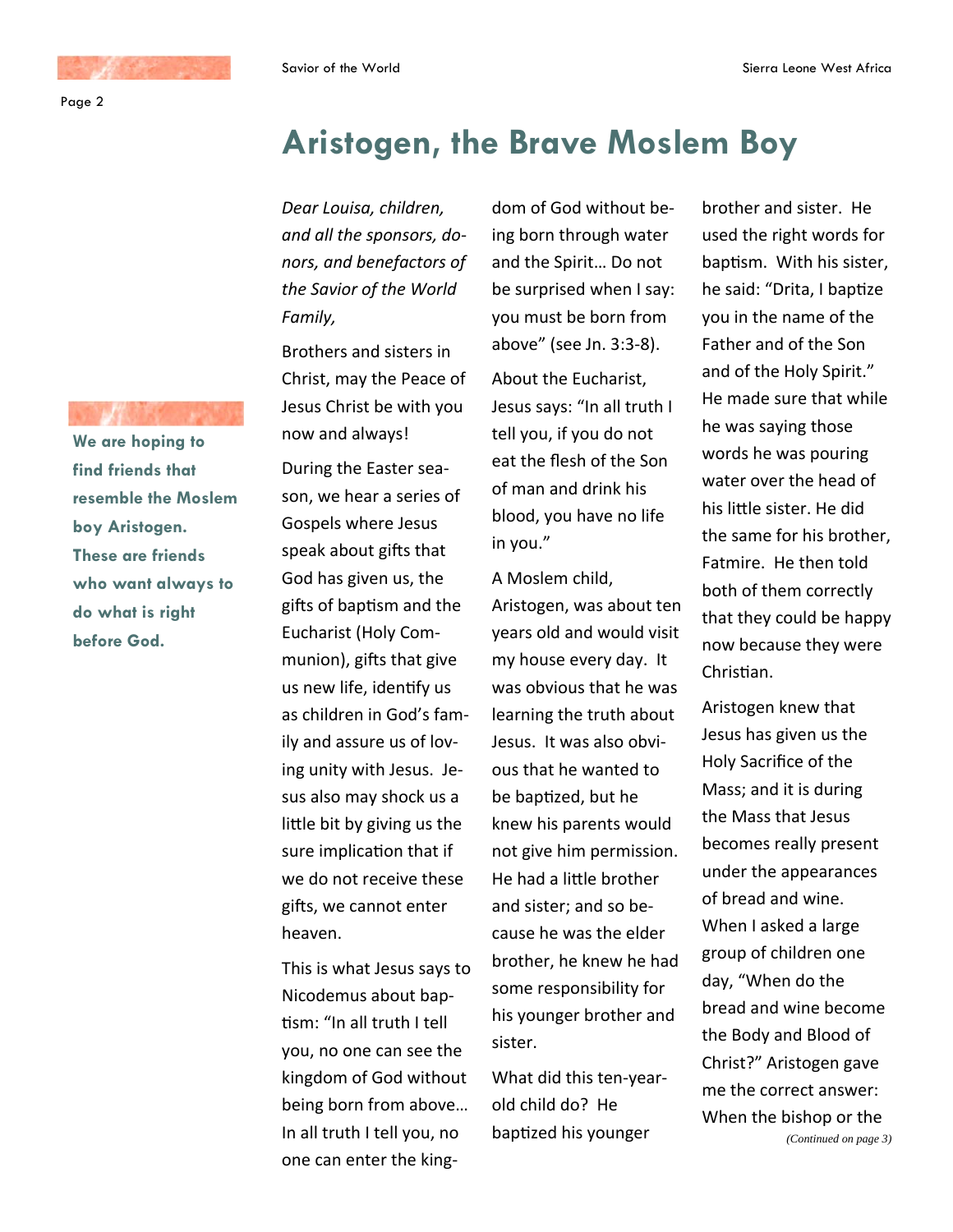# Aristogen, the Brave Moslem Boy

**We are hoping to find friends that resemble the Moslem boy Aristogen. These are friends who want always to do what is right before God.**

*Dear Louisa, children, and all the sponsors, donors, and benefactors of the Savior of the World Family,*

Brothers and sisters in Christ, may the Peace of Jesus Christ be with you now and always!

During the Easter season, we hear a series of Gospels where Jesus speak about gifts that God has given us, the gifts of baptism and the Eucharist (Holy Communion), gifts that give us new life, identify us as children in God's family and assure us of loving unity with Jesus. Jesus also may shock us a little bit by giving us the sure implication that if we do not receive these gifts, we cannot enter heaven.

This is what Jesus says to Nicodemus about baptism: "In all truth I tell you, no one can see the kingdom of God without being born from above… In all truth I tell you, no one can enter the kingdom of God without being born through water and the Spirit… Do not be surprised when I say: you must be born from above" (see Jn. 3:3-8).

About the Eucharist, Jesus says: "In all truth I tell you, if you do not eat the flesh of the Son of man and drink his blood, you have no life in you."

A Moslem child, Aristogen, was about ten years old and would visit my house every day. It was obvious that he was learning the truth about Jesus. It was also obvious that he wanted to be baptized, but he knew his parents would not give him permission. He had a little brother and sister; and so because he was the elder brother, he knew he had some responsibility for his younger brother and sister.

What did this ten-year-old child do? He baptized his younger brother and sister. He used the right words for baptism. With his sister, he said: "Drita, I baptize you in the name of the Father and of the Son and of the Holy Spirit." He made sure that while he was saying those words he was pouring water over the head of his little sister. He did the same for his brother, Fatmire. He then told both of them correctly that they could be happy now because they were Christian.

Aristogen knew that Jesus has given us the Holy Sacrifice of the Mass; and it is during the Mass that Jesus becomes really present under the appearances of bread and wine. When I asked a large group of children one day, "When do the bread and wine become the Body and Blood of Christ?" Aristogen gave me the correct answer: When the bishop or the

*(Continued on page 3)*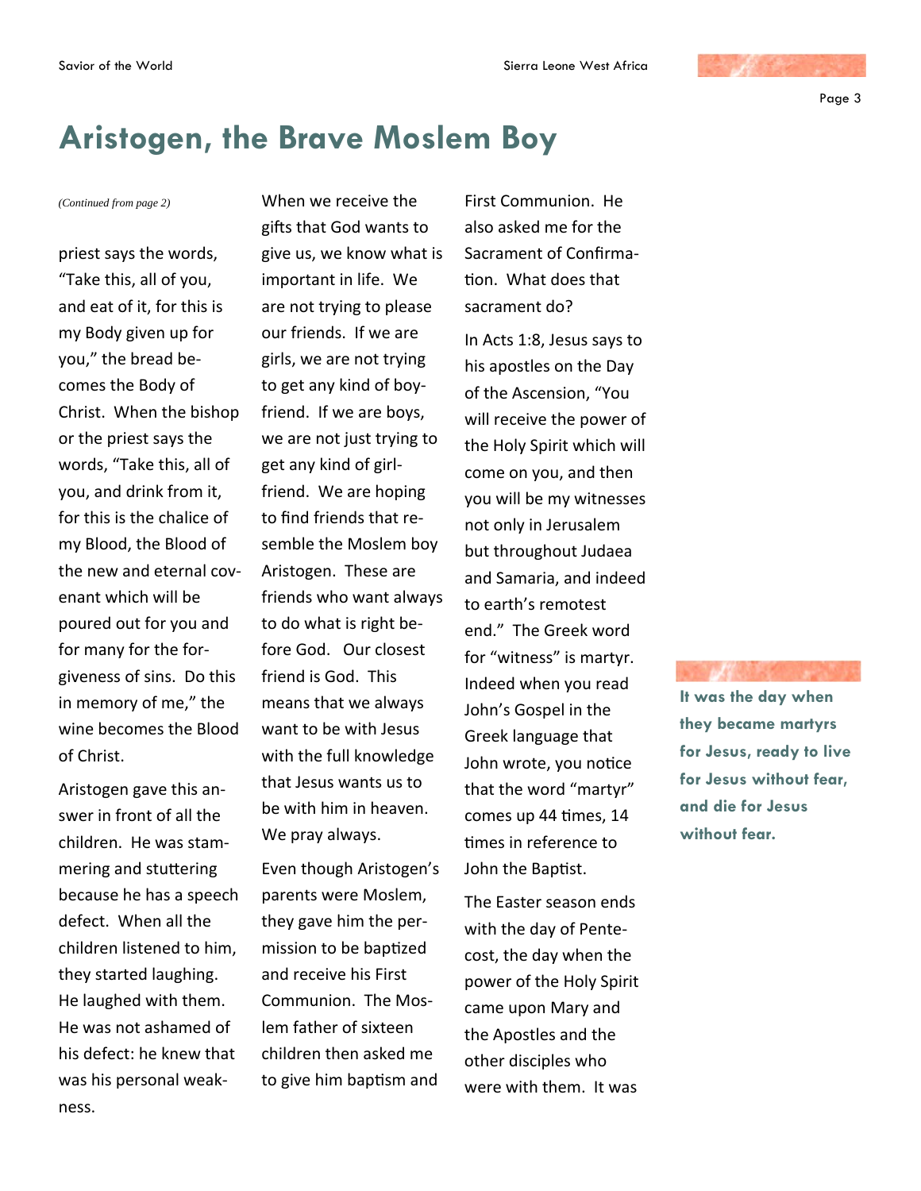# Aristogen, the Brave Moslem Boy

*(Continued from page 2)*

priest says the words, "Take this, all of you, and eat of it, for this is my Body given up for you," the bread becomes the Body of Christ. When the bishop or the priest says the words, "Take this, all of you, and drink from it, for this is the chalice of my Blood, the Blood of the new and eternal covenant which will be poured out for you and for many for the forgiveness of sins. Do this in memory of me," the wine becomes the Blood of Christ.

Aristogen gave this answer in front of all the children. He was stammering and stuttering because he has a speech defect. When all the children listened to him, they started laughing. He laughed with them. He was not ashamed of his defect: he knew that was his personal weakness.

When we receive the gifts that God wants to give us, we know what is important in life. We are not trying to please our friends. If we are girls, we are not trying to get any kind of boyfriend. If we are boys, we are not just trying to get any kind of girlfriend. We are hoping to find friends that resemble the Moslem boy Aristogen. These are friends who want always to do what is right before God. Our closest friend is God. This means that we always want to be with Jesus with the full knowledge that Jesus wants us to be with him in heaven. We pray always.

Even though Aristogen's parents were Moslem, they gave him the permission to be baptized and receive his First Communion. The Moslem father of sixteen children then asked me to give him baptism and First Communion. He also asked me for the Sacrament of Confirmation. What does that sacrament do?

In Acts 1:8, Jesus says to his apostles on the Day of the Ascension, "You will receive the power of the Holy Spirit which will come on you, and then you will be my witnesses not only in Jerusalem but throughout Judaea and Samaria, and indeed to earth's remotest end." The Greek word for "witness" is martyr. Indeed when you read John's Gospel in the Greek language that John wrote, you notice that the word "martyr" comes up 44 times, 14 times in reference to John the Baptist.

The Easter season ends with the day of Pentecost, the day when the power of the Holy Spirit came upon Mary and the Apostles and the other disciples who were with them. It was

**It was the day when they became martyrs for Jesus, ready to live for Jesus without fear, and die for Jesus without fear.**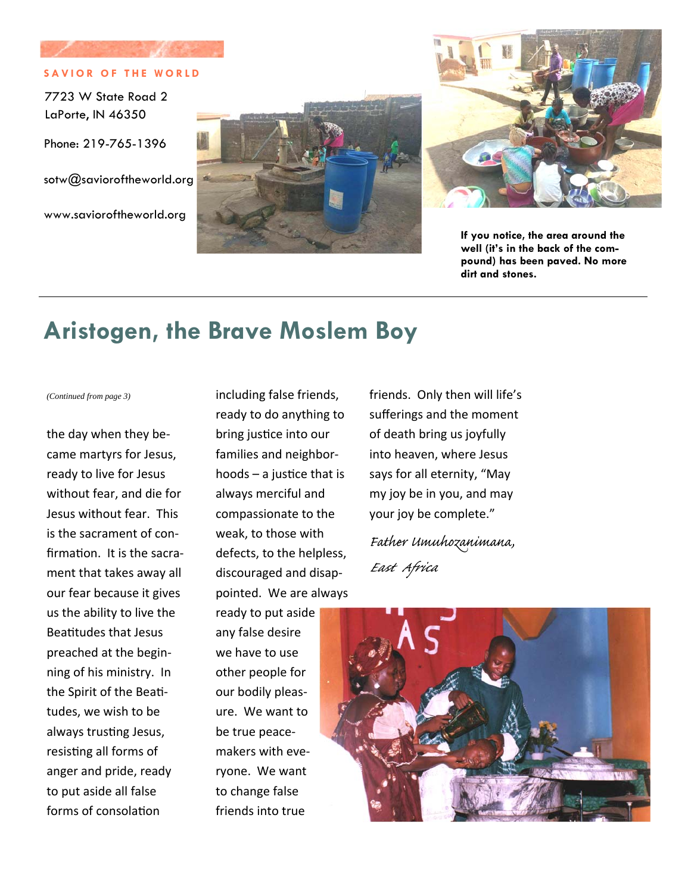**SAVIOR OF THE WORLD**

7723 W State Road 2
LaPorte, IN 46350

Phone: 219-765-1396

sotw@savioroftheworld.org

www.savioroftheworld.org

**If you notice, the area around the well (it's in the back of the compound) has been paved. No more dirt and stones.**

## Aristogen, the Brave Moslem Boy

*(Continued from page 3)*

the day when they became martyrs for Jesus, ready to live for Jesus without fear, and die for Jesus without fear. This is the sacrament of confirmation. It is the sacrament that takes away all our fear because it gives us the ability to live the Beatitudes that Jesus preached at the beginning of his ministry. In the Spirit of the Beatitudes, we wish to be always trusting Jesus, resisting all forms of anger and pride, ready to put aside all false forms of consolation including false friends, ready to do anything to bring justice into our families and neighborhoods – a justice that is always merciful and compassionate to the weak, to those with defects, to the helpless, discouraged and disappointed. We are always ready to put aside any false desire we have to use other people for our bodily pleasure. We want to be true peacemakers with everyone. We want to change false friends into true friends. Only then will life's sufferings and the moment of death bring us joyfully into heaven, where Jesus says for all eternity, "May my joy be in you, and may your joy be complete."

*Father Umuhozanimana,*
*East Africa*